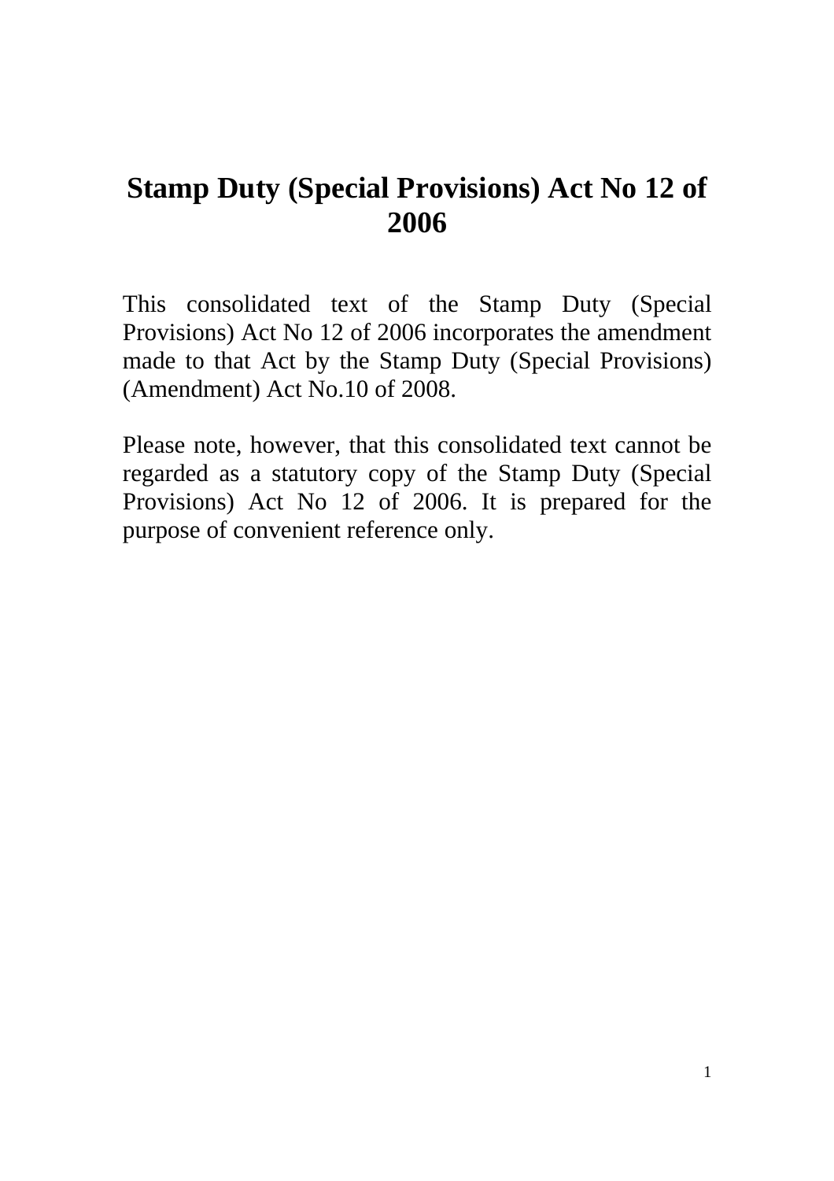# Stamp Duty (Special Provisions) Act No 12 of 2006

This consolidated text of the Stamp Duty (Special Provisions) Act No 12 of 2006 incorporates the amendment made to that Act by the Stamp Duty (Special Provisions) (Amendment) Act No.10 of 2008.

Please note, however, that this consolidated text cannot be regarded as a statutory copy of the Stamp Duty (Special Provisions) Act No 12 of 2006. It is prepared for the purpose of convenient reference only.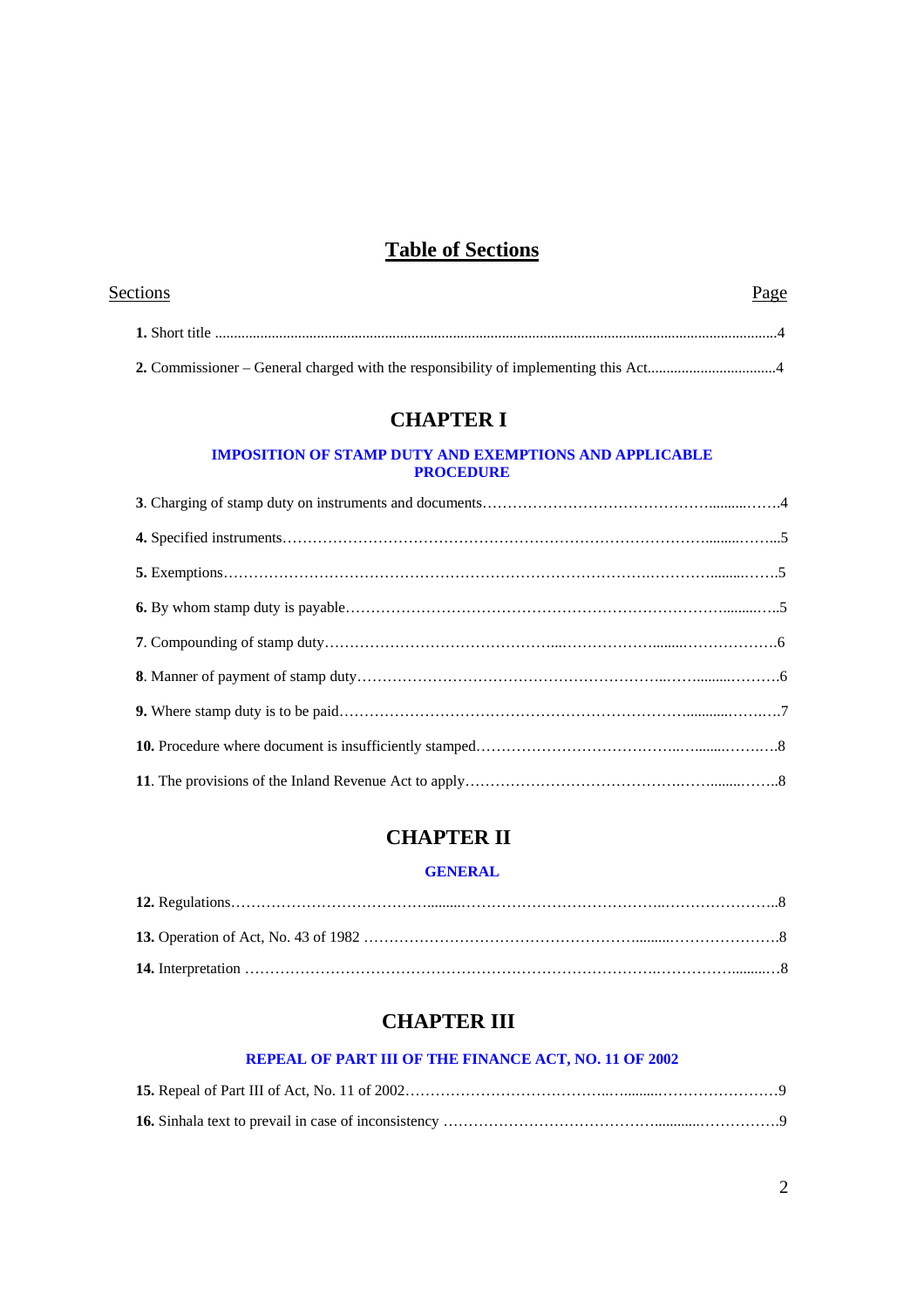# Table of Sections

| Sections | Page |
|---|---|
| **1.** Short title | 4 |
| **2.** Commissioner – General charged with the responsibility of implementing this Act | 4 |

## CHAPTER I

### IMPOSITION OF STAMP DUTY AND EXEMPTIONS AND APPLICABLE PROCEDURE

| Sections | Page |
|---|---|
| **3**. Charging of stamp duty on instruments and documents | 4 |
| **4.** Specified instruments | 5 |
| **5.** Exemptions | 5 |
| **6.** By whom stamp duty is payable | 5 |
| **7**. Compounding of stamp duty | 6 |
| **8**. Manner of payment of stamp duty | 6 |
| **9.** Where stamp duty is to be paid | 7 |
| **10.** Procedure where document is insufficiently stamped | 8 |
| **11**. The provisions of the Inland Revenue Act to apply | 8 |

## CHAPTER II

### GENERAL

| Sections | Page |
|---|---|
| **12.** Regulations | 8 |
| **13.** Operation of Act, No. 43 of 1982 | 8 |
| **14.** Interpretation | 8 |

## CHAPTER III

### REPEAL OF PART III OF THE FINANCE ACT, NO. 11 OF 2002

| Sections | Page |
|---|---|
| **15.** Repeal of Part III of Act, No. 11 of 2002 | 9 |
| **16.** Sinhala text to prevail in case of inconsistency | 9 |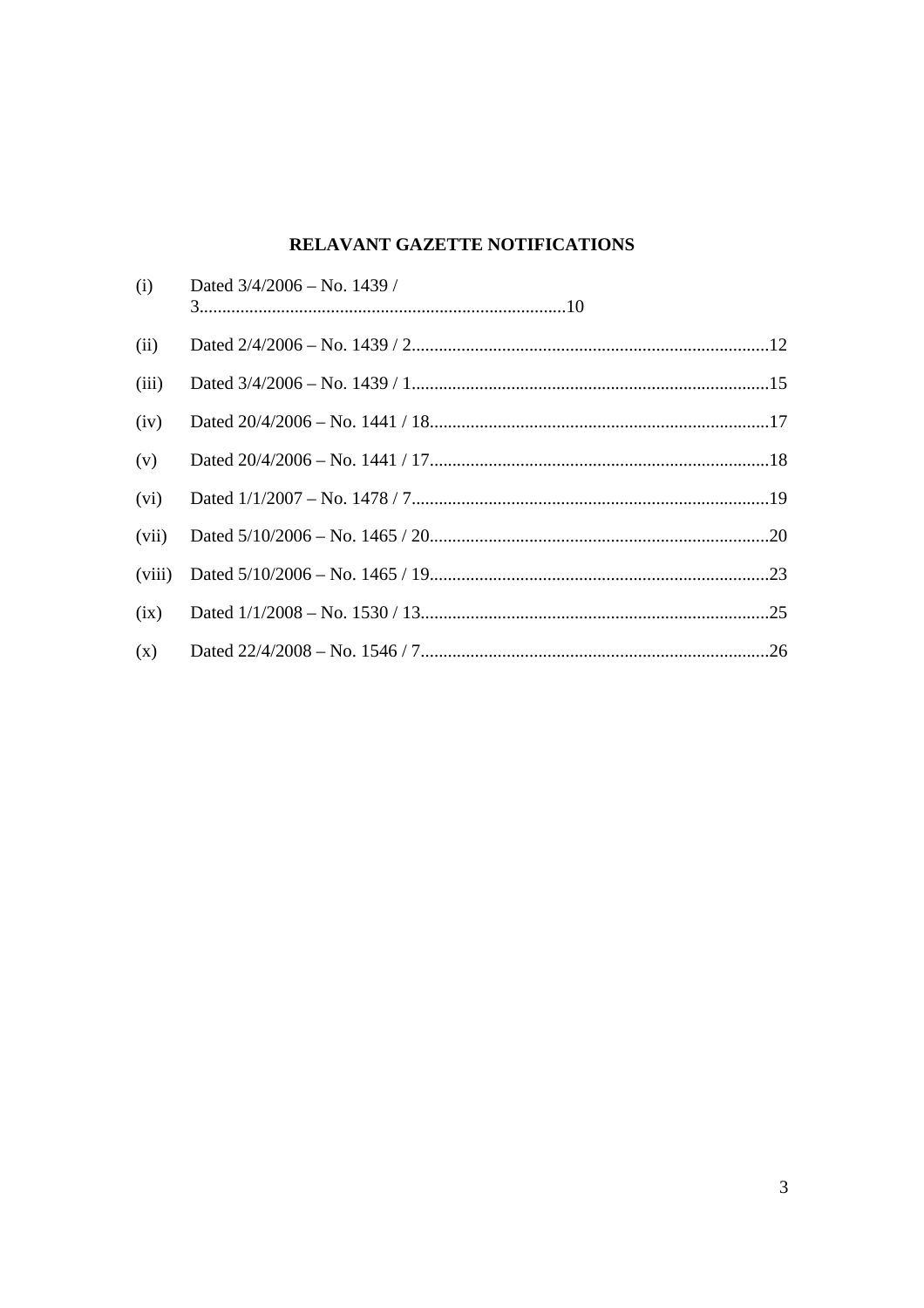## RELAVANT GAZETTE NOTIFICATIONS

(i) Dated 3/4/2006 – No. 1439 / 3................................................................................10

(ii) Dated 2/4/2006 – No. 1439 / 2...............................................................................12

(iii) Dated 3/4/2006 – No. 1439 / 1...............................................................................15

(iv) Dated 20/4/2006 – No. 1441 / 18...........................................................................17

(v) Dated 20/4/2006 – No. 1441 / 17...........................................................................18

(vi) Dated 1/1/2007 – No. 1478 / 7...............................................................................19

(vii) Dated 5/10/2006 – No. 1465 / 20...........................................................................20

(viii) Dated 5/10/2006 – No. 1465 / 19...........................................................................23

(ix) Dated 1/1/2008 – No. 1530 / 13.............................................................................25

(x) Dated 22/4/2008 – No. 1546 / 7.............................................................................26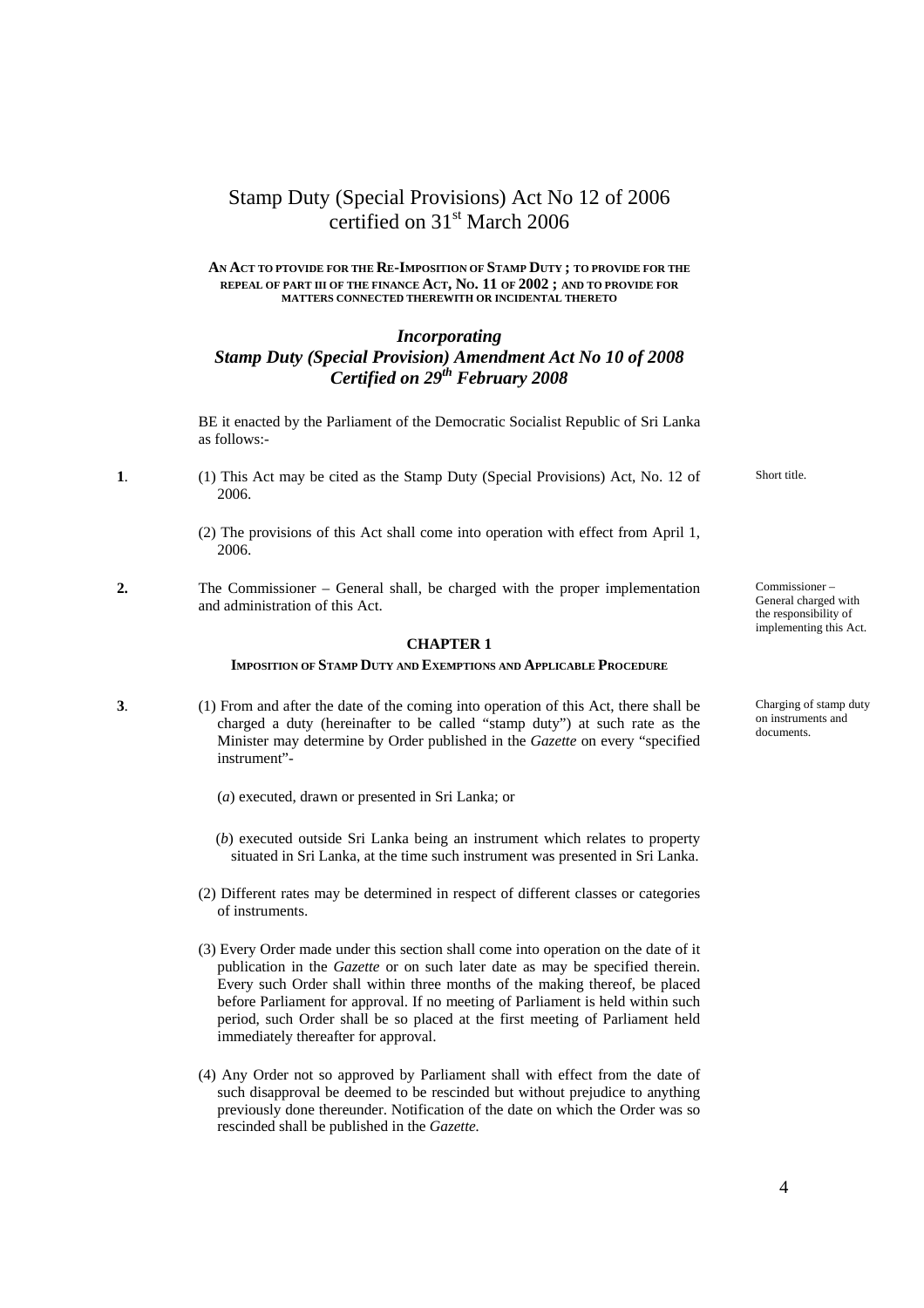# Stamp Duty (Special Provisions) Act No 12 of 2006 certified on 31st March 2006

**AN ACT TO PTOVIDE FOR THE RE-IMPOSITION OF STAMP DUTY ; TO PROVIDE FOR THE REPEAL OF PART III OF THE FINANCE ACT, NO. 11 OF 2002 ; AND TO PROVIDE FOR MATTERS CONNECTED THEREWITH OR INCIDENTAL THERETO**

## *Incorporating Stamp Duty (Special Provision) Amendment Act No 10 of 2008 Certified on 29th February 2008*

BE it enacted by the Parliament of the Democratic Socialist Republic of Sri Lanka as follows:-

**1**. (1) This Act may be cited as the Stamp Duty (Special Provisions) Act, No. 12 of 2006.

*Short title.*

(2) The provisions of this Act shall come into operation with effect from April 1, 2006.

**2.** The Commissioner – General shall, be charged with the proper implementation and administration of this Act.

*Commissioner – General charged with the responsibility of implementing this Act.*

### CHAPTER 1

**IMPOSITION OF STAMP DUTY AND EXEMPTIONS AND APPLICABLE PROCEDURE**

**3**. (1) From and after the date of the coming into operation of this Act, there shall be charged a duty (hereinafter to be called "stamp duty") at such rate as the Minister may determine by Order published in the *Gazette* on every "specified instrument"-

*Charging of stamp duty on instruments and documents.*

(*a*) executed, drawn or presented in Sri Lanka; or

(*b*) executed outside Sri Lanka being an instrument which relates to property situated in Sri Lanka, at the time such instrument was presented in Sri Lanka.

(2) Different rates may be determined in respect of different classes or categories of instruments.

(3) Every Order made under this section shall come into operation on the date of it publication in the *Gazette* or on such later date as may be specified therein. Every such Order shall within three months of the making thereof, be placed before Parliament for approval. If no meeting of Parliament is held within such period, such Order shall be so placed at the first meeting of Parliament held immediately thereafter for approval.

(4) Any Order not so approved by Parliament shall with effect from the date of such disapproval be deemed to be rescinded but without prejudice to anything previously done thereunder. Notification of the date on which the Order was so rescinded shall be published in the *Gazette.*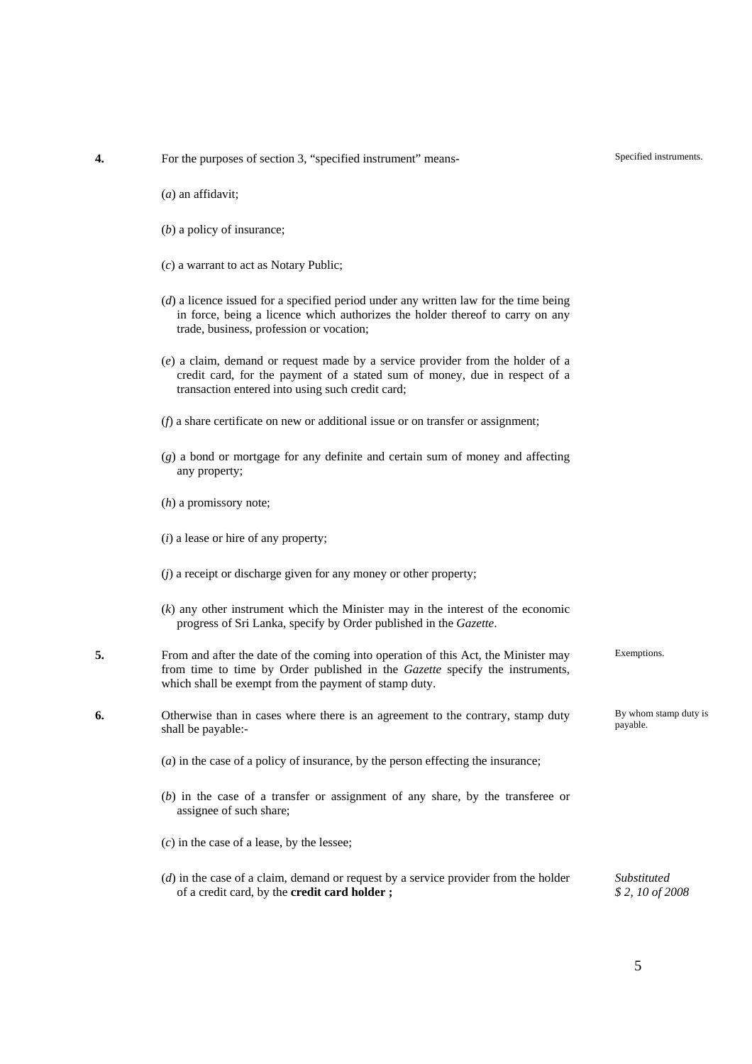**4.** For the purposes of section 3, "specified instrument" means- *Specified instruments.*

(*a*) an affidavit;

(*b*) a policy of insurance;

(*c*) a warrant to act as Notary Public;

(*d*) a licence issued for a specified period under any written law for the time being in force, being a licence which authorizes the holder thereof to carry on any trade, business, profession or vocation;

(*e*) a claim, demand or request made by a service provider from the holder of a credit card, for the payment of a stated sum of money, due in respect of a transaction entered into using such credit card;

(*f*) a share certificate on new or additional issue or on transfer or assignment;

(*g*) a bond or mortgage for any definite and certain sum of money and affecting any property;

(*h*) a promissory note;

(*i*) a lease or hire of any property;

(*j*) a receipt or discharge given for any money or other property;

(*k*) any other instrument which the Minister may in the interest of the economic progress of Sri Lanka, specify by Order published in the *Gazette*.

**5.** From and after the date of the coming into operation of this Act, the Minister may from time to time by Order published in the *Gazette* specify the instruments, which shall be exempt from the payment of stamp duty. *Exemptions.*

**6.** Otherwise than in cases where there is an agreement to the contrary, stamp duty shall be payable:- *By whom stamp duty is payable.*

(*a*) in the case of a policy of insurance, by the person effecting the insurance;

(*b*) in the case of a transfer or assignment of any share, by the transferee or assignee of such share;

(*c*) in the case of a lease, by the lessee;

(*d*) in the case of a claim, demand or request by a service provider from the holder of a credit card, by the **credit card holder ;** *Substituted $ 2, 10 of 2008*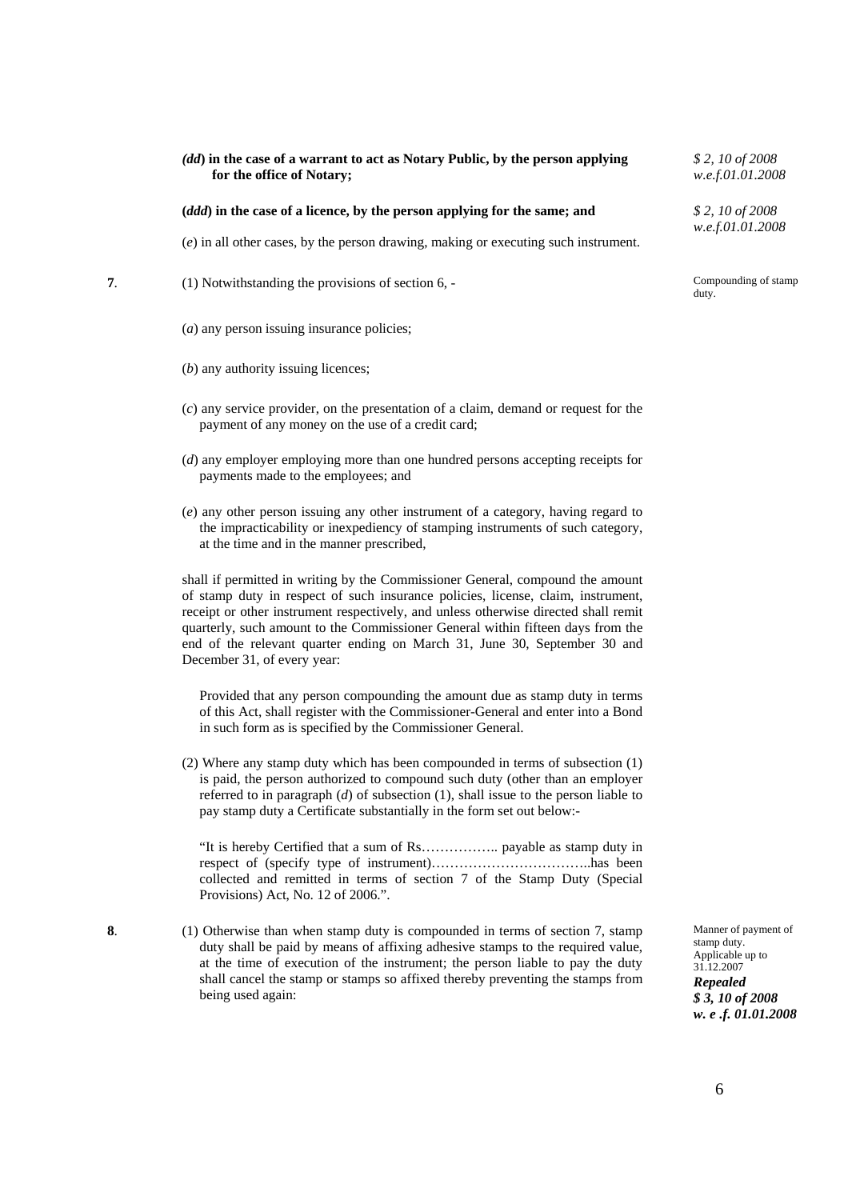***(dd*) in the case of a warrant to act as Notary Public, by the person applying for the office of Notary;**

*$ 2, 10 of 2008 w.e.f.01.01.2008*

**(*ddd*) in the case of a licence, by the person applying for the same; and**

*$ 2, 10 of 2008 w.e.f.01.01.2008*

(*e*) in all other cases, by the person drawing, making or executing such instrument.

**7**. (1) Notwithstanding the provisions of section 6, -

Compounding of stamp duty.

(*a*) any person issuing insurance policies;

(*b*) any authority issuing licences;

(*c*) any service provider, on the presentation of a claim, demand or request for the payment of any money on the use of a credit card;

(*d*) any employer employing more than one hundred persons accepting receipts for payments made to the employees; and

(*e*) any other person issuing any other instrument of a category, having regard to the impracticability or inexpediency of stamping instruments of such category, at the time and in the manner prescribed,

shall if permitted in writing by the Commissioner General, compound the amount of stamp duty in respect of such insurance policies, license, claim, instrument, receipt or other instrument respectively, and unless otherwise directed shall remit quarterly, such amount to the Commissioner General within fifteen days from the end of the relevant quarter ending on March 31, June 30, September 30 and December 31, of every year:

Provided that any person compounding the amount due as stamp duty in terms of this Act, shall register with the Commissioner-General and enter into a Bond in such form as is specified by the Commissioner General.

(2) Where any stamp duty which has been compounded in terms of subsection (1) is paid, the person authorized to compound such duty (other than an employer referred to in paragraph (*d*) of subsection (1), shall issue to the person liable to pay stamp duty a Certificate substantially in the form set out below:-

"It is hereby Certified that a sum of Rs…………….. payable as stamp duty in respect of (specify type of instrument)……………………………..has been collected and remitted in terms of section 7 of the Stamp Duty (Special Provisions) Act, No. 12 of 2006.".

**8**. (1) Otherwise than when stamp duty is compounded in terms of section 7, stamp duty shall be paid by means of affixing adhesive stamps to the required value, at the time of execution of the instrument; the person liable to pay the duty shall cancel the stamp or stamps so affixed thereby preventing the stamps from being used again:

Manner of payment of stamp duty. Applicable up to 31.12.2007
***Repealed***
***$ 3, 10 of 2008 w. e .f. 01.01.2008***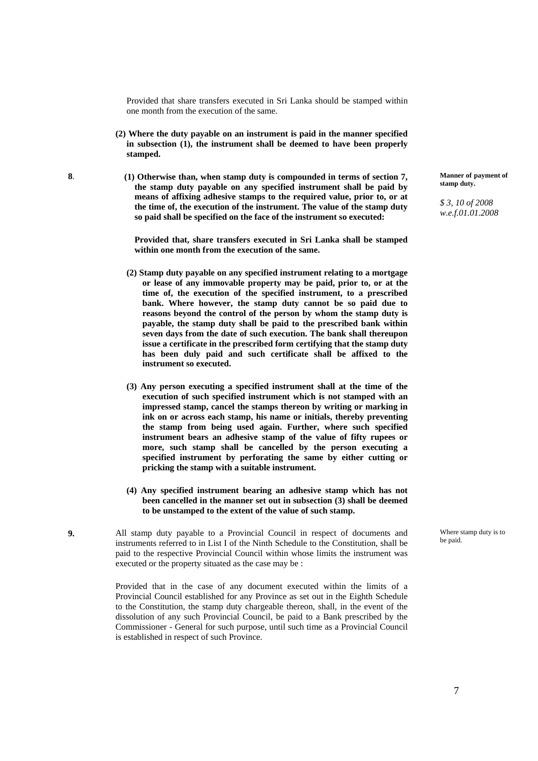Provided that share transfers executed in Sri Lanka should be stamped within one month from the execution of the same.

**(2) Where the duty payable on an instrument is paid in the manner specified in subsection (1), the instrument shall be deemed to have been properly stamped.**

**8**. **(1) Otherwise than, when stamp duty is compounded in terms of section 7, the stamp duty payable on any specified instrument shall be paid by means of affixing adhesive stamps to the required value, prior to, or at the time of, the execution of the instrument. The value of the stamp duty so paid shall be specified on the face of the instrument so executed:**

**Manner of payment of stamp duty.**

*$ 3, 10 of 2008 w.e.f.01.01.2008*

**Provided that, share transfers executed in Sri Lanka shall be stamped within one month from the execution of the same.**

**(2) Stamp duty payable on any specified instrument relating to a mortgage or lease of any immovable property may be paid, prior to, or at the time of, the execution of the specified instrument, to a prescribed bank. Where however, the stamp duty cannot be so paid due to reasons beyond the control of the person by whom the stamp duty is payable, the stamp duty shall be paid to the prescribed bank within seven days from the date of such execution. The bank shall thereupon issue a certificate in the prescribed form certifying that the stamp duty has been duly paid and such certificate shall be affixed to the instrument so executed.**

**(3) Any person executing a specified instrument shall at the time of the execution of such specified instrument which is not stamped with an impressed stamp, cancel the stamps thereon by writing or marking in ink on or across each stamp, his name or initials, thereby preventing the stamp from being used again. Further, where such specified instrument bears an adhesive stamp of the value of fifty rupees or more, such stamp shall be cancelled by the person executing a specified instrument by perforating the same by either cutting or pricking the stamp with a suitable instrument.**

**(4) Any specified instrument bearing an adhesive stamp which has not been cancelled in the manner set out in subsection (3) shall be deemed to be unstamped to the extent of the value of such stamp.**

**9.** All stamp duty payable to a Provincial Council in respect of documents and instruments referred to in List I of the Ninth Schedule to the Constitution, shall be paid to the respective Provincial Council within whose limits the instrument was executed or the property situated as the case may be :

Where stamp duty is to be paid.

Provided that in the case of any document executed within the limits of a Provincial Council established for any Province as set out in the Eighth Schedule to the Constitution, the stamp duty chargeable thereon, shall, in the event of the dissolution of any such Provincial Council, be paid to a Bank prescribed by the Commissioner - General for such purpose, until such time as a Provincial Council is established in respect of such Province.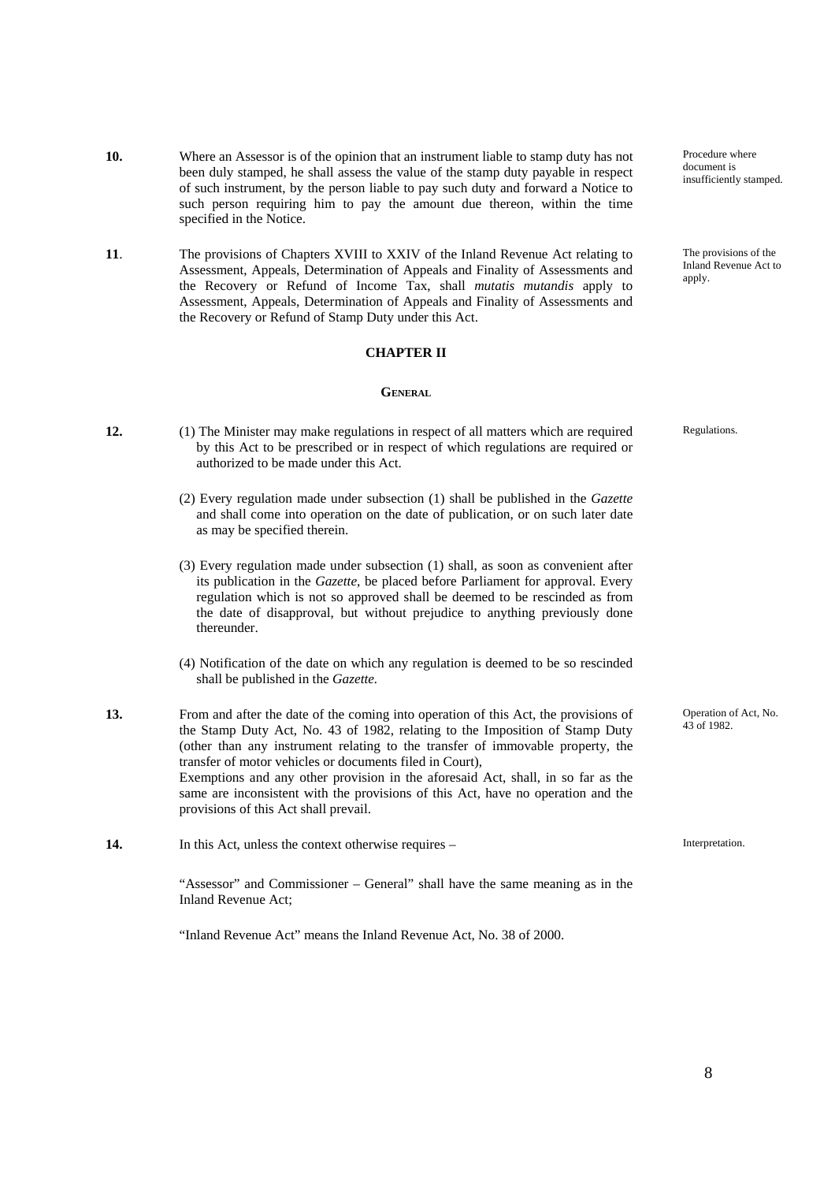**10.** Where an Assessor is of the opinion that an instrument liable to stamp duty has not been duly stamped, he shall assess the value of the stamp duty payable in respect of such instrument, by the person liable to pay such duty and forward a Notice to such person requiring him to pay the amount due thereon, within the time specified in the Notice.

*Procedure where document is insufficiently stamped.*

**11**. The provisions of Chapters XVIII to XXIV of the Inland Revenue Act relating to Assessment, Appeals, Determination of Appeals and Finality of Assessments and the Recovery or Refund of Income Tax, shall *mutatis mutandis* apply to Assessment, Appeals, Determination of Appeals and Finality of Assessments and the Recovery or Refund of Stamp Duty under this Act.

*The provisions of the Inland Revenue Act to apply.*

## CHAPTER II

### GENERAL

**12.** (1) The Minister may make regulations in respect of all matters which are required by this Act to be prescribed or in respect of which regulations are required or authorized to be made under this Act.

*Regulations.*

(2) Every regulation made under subsection (1) shall be published in the *Gazette* and shall come into operation on the date of publication, or on such later date as may be specified therein.

(3) Every regulation made under subsection (1) shall, as soon as convenient after its publication in the *Gazette*, be placed before Parliament for approval. Every regulation which is not so approved shall be deemed to be rescinded as from the date of disapproval, but without prejudice to anything previously done thereunder.

(4) Notification of the date on which any regulation is deemed to be so rescinded shall be published in the *Gazette*.

**13.** From and after the date of the coming into operation of this Act, the provisions of the Stamp Duty Act, No. 43 of 1982, relating to the Imposition of Stamp Duty (other than any instrument relating to the transfer of immovable property, the transfer of motor vehicles or documents filed in Court),
Exemptions and any other provision in the aforesaid Act, shall, in so far as the same are inconsistent with the provisions of this Act, have no operation and the provisions of this Act shall prevail.

*Operation of Act, No. 43 of 1982.*

**14.** In this Act, unless the context otherwise requires –

*Interpretation.*

"Assessor" and Commissioner – General" shall have the same meaning as in the Inland Revenue Act;

"Inland Revenue Act" means the Inland Revenue Act, No. 38 of 2000.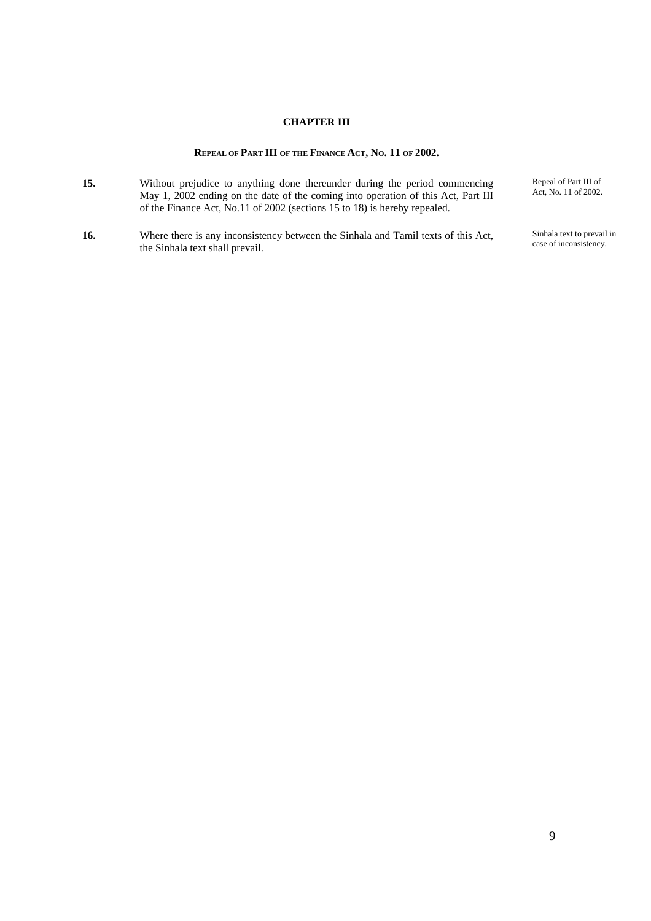## CHAPTER III

### REPEAL OF PART III OF THE FINANCE ACT, NO. 11 OF 2002.

**15.** Without prejudice to anything done thereunder during the period commencing May 1, 2002 ending on the date of the coming into operation of this Act, Part III of the Finance Act, No.11 of 2002 (sections 15 to 18) is hereby repealed.

*Repeal of Part III of Act, No. 11 of 2002.*

**16.** Where there is any inconsistency between the Sinhala and Tamil texts of this Act, the Sinhala text shall prevail.

*Sinhala text to prevail in case of inconsistency.*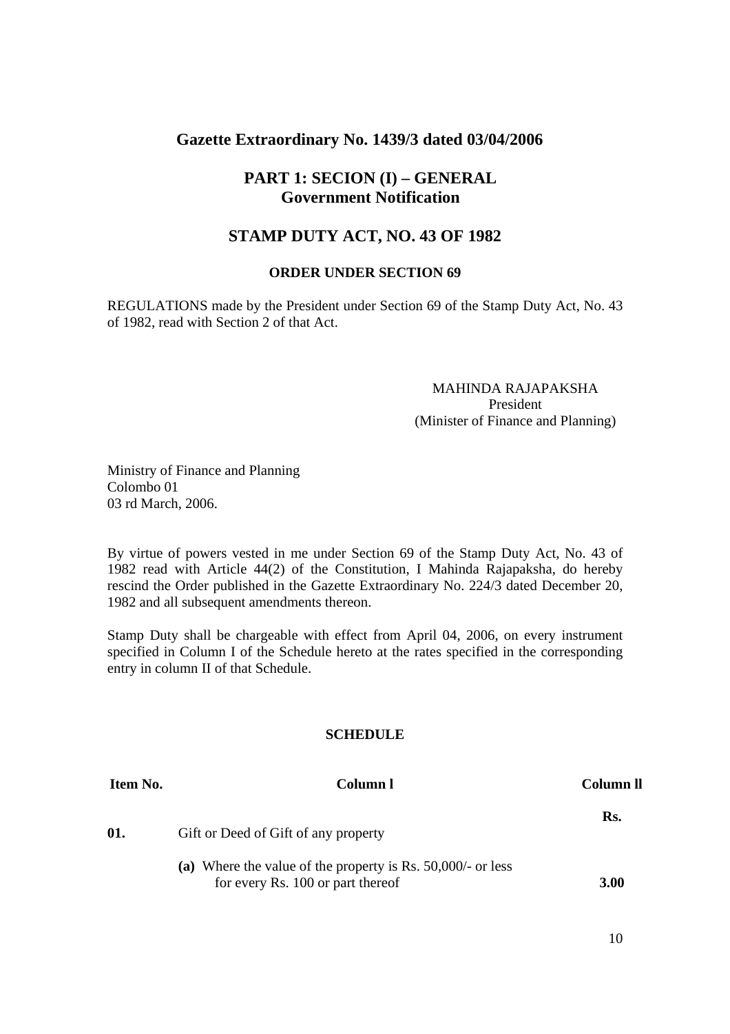## Gazette Extraordinary No. 1439/3 dated 03/04/2006

### PART 1: SECION (I) – GENERAL
### Government Notification

## STAMP DUTY ACT, NO. 43 OF 1982

**ORDER UNDER SECTION 69**

REGULATIONS made by the President under Section 69 of the Stamp Duty Act, No. 43 of 1982, read with Section 2 of that Act.

MAHINDA RAJAPAKSHA
President
(Minister of Finance and Planning)

Ministry of Finance and Planning
Colombo 01
03 rd March, 2006.

By virtue of powers vested in me under Section 69 of the Stamp Duty Act, No. 43 of 1982 read with Article 44(2) of the Constitution, I Mahinda Rajapaksha, do hereby rescind the Order published in the Gazette Extraordinary No. 224/3 dated December 20, 1982 and all subsequent amendments thereon.

Stamp Duty shall be chargeable with effect from April 04, 2006, on every instrument specified in Column I of the Schedule hereto at the rates specified in the corresponding entry in column II of that Schedule.

**SCHEDULE**

| Item No. | Column l | Column ll |
|---|---|---|
| | | Rs. |
| **01.** | Gift or Deed of Gift of any property | |
| | **(a)** Where the value of the property is Rs. 50,000/- or less for every Rs. 100 or part thereof | **3.00** |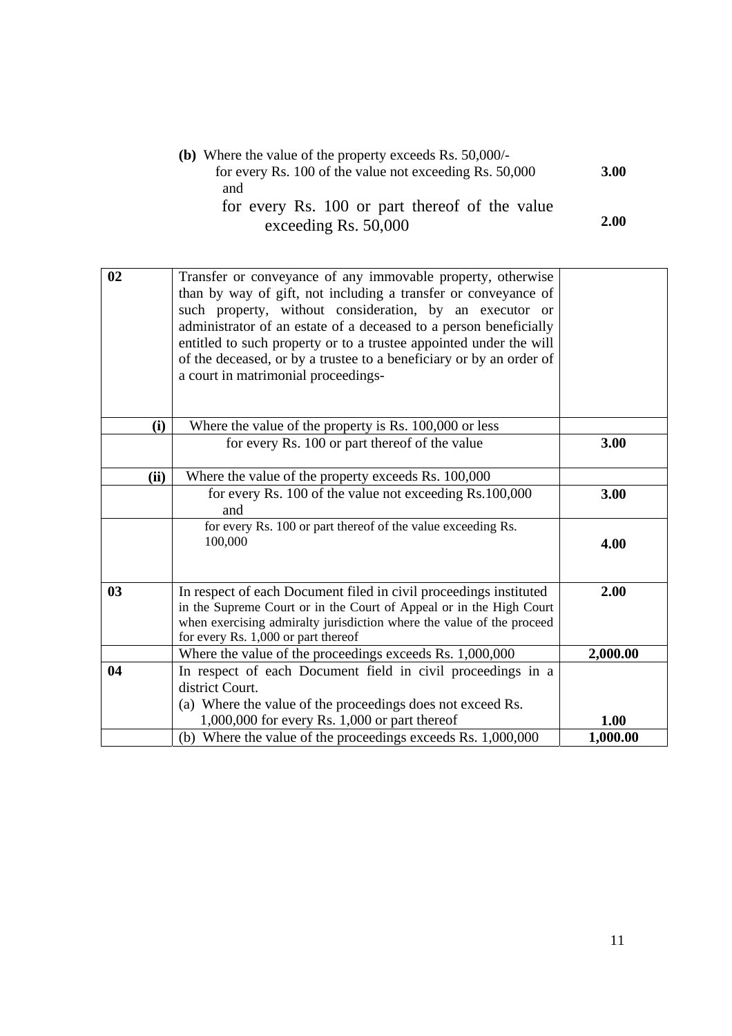**(b)** Where the value of the property exceeds Rs. 50,000/-

| | |
|---|---|
| for every Rs. 100 of the value not exceeding Rs. 50,000 and | **3.00** |
| for every Rs. 100 or part thereof of the value exceeding Rs. 50,000 | **2.00** |

| | | |
|---|---|---|
| **02** | Transfer or conveyance of any immovable property, otherwise than by way of gift, not including a transfer or conveyance of such property, without consideration, by an executor or administrator of an estate of a deceased to a person beneficially entitled to such property or to a trustee appointed under the will of the deceased, or by a trustee to a beneficiary or by an order of a court in matrimonial proceedings- | |
| **(i)** | Where the value of the property is Rs. 100,000 or less | |
| | for every Rs. 100 or part thereof of the value | **3.00** |
| **(ii)** | Where the value of the property exceeds Rs. 100,000 | |
| | for every Rs. 100 of the value not exceeding Rs.100,000 and | **3.00** |
| | for every Rs. 100 or part thereof of the value exceeding Rs. 100,000 | **4.00** |
| **03** | In respect of each Document filed in civil proceedings instituted in the Supreme Court or in the Court of Appeal or in the High Court when exercising admiralty jurisdiction where the value of the proceed for every Rs. 1,000 or part thereof | **2.00** |
| | Where the value of the proceedings exceeds Rs. 1,000,000 | **2,000.00** |
| **04** | In respect of each Document field in civil proceedings in a district Court.<br>(a) Where the value of the proceedings does not exceed Rs. 1,000,000 for every Rs. 1,000 or part thereof | **1.00** |
| | (b) Where the value of the proceedings exceeds Rs. 1,000,000 | **1,000.00** |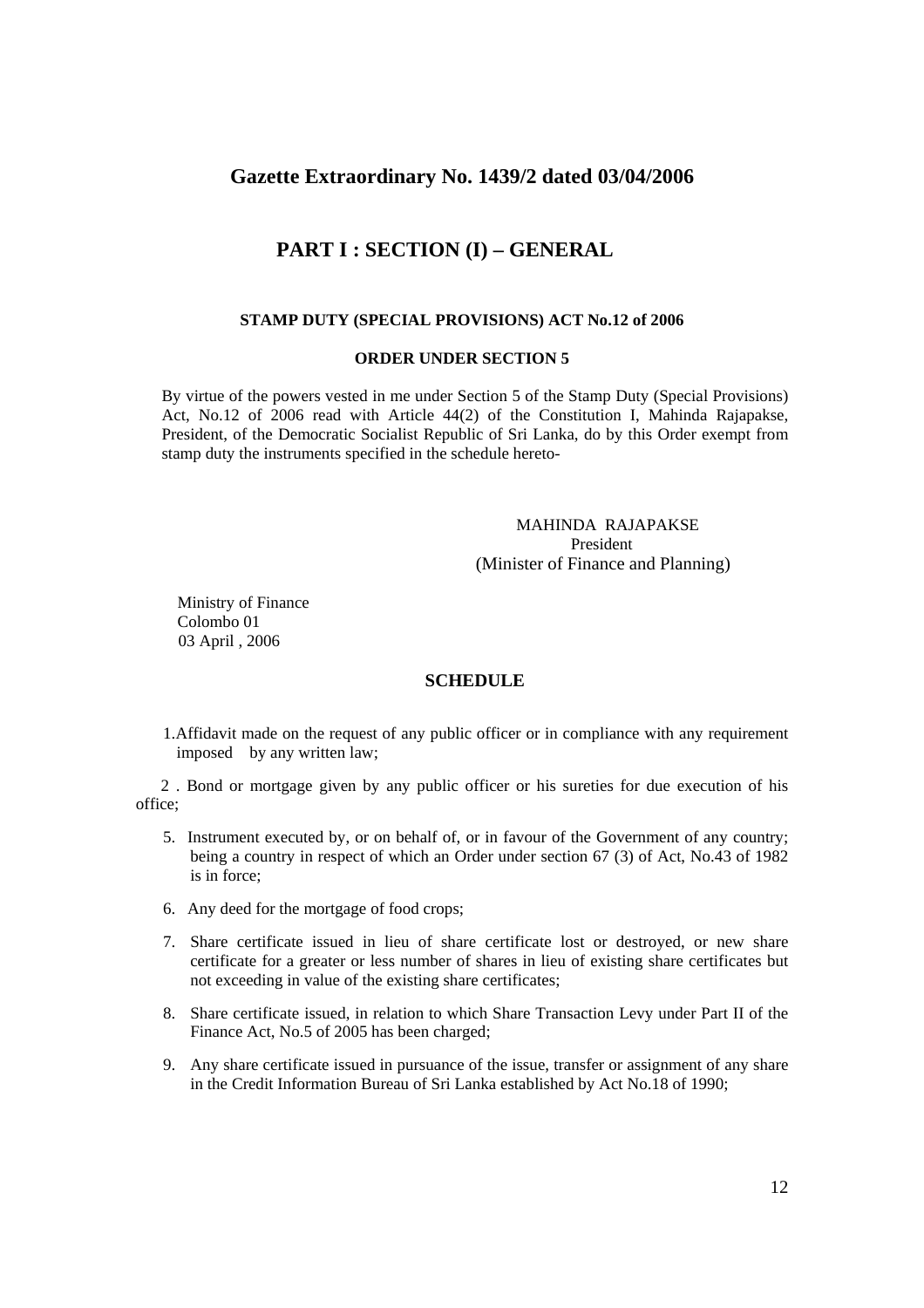## Gazette Extraordinary No. 1439/2 dated 03/04/2006

## PART I : SECTION (I) – GENERAL

**STAMP DUTY (SPECIAL PROVISIONS) ACT No.12 of 2006**

**ORDER UNDER SECTION 5**

By virtue of the powers vested in me under Section 5 of the Stamp Duty (Special Provisions) Act, No.12 of 2006 read with Article 44(2) of the Constitution I, Mahinda Rajapakse, President, of the Democratic Socialist Republic of Sri Lanka, do by this Order exempt from stamp duty the instruments specified in the schedule hereto-

MAHINDA RAJAPAKSE
President
(Minister of Finance and Planning)

Ministry of Finance
Colombo 01
03 April , 2006

**SCHEDULE**

1. Affidavit made on the request of any public officer or in compliance with any requirement imposed by any written law;

2. Bond or mortgage given by any public officer or his sureties for due execution of his office;

5. Instrument executed by, or on behalf of, or in favour of the Government of any country; being a country in respect of which an Order under section 67 (3) of Act, No.43 of 1982 is in force;

6. Any deed for the mortgage of food crops;

7. Share certificate issued in lieu of share certificate lost or destroyed, or new share certificate for a greater or less number of shares in lieu of existing share certificates but not exceeding in value of the existing share certificates;

8. Share certificate issued, in relation to which Share Transaction Levy under Part II of the Finance Act, No.5 of 2005 has been charged;

9. Any share certificate issued in pursuance of the issue, transfer or assignment of any share in the Credit Information Bureau of Sri Lanka established by Act No.18 of 1990;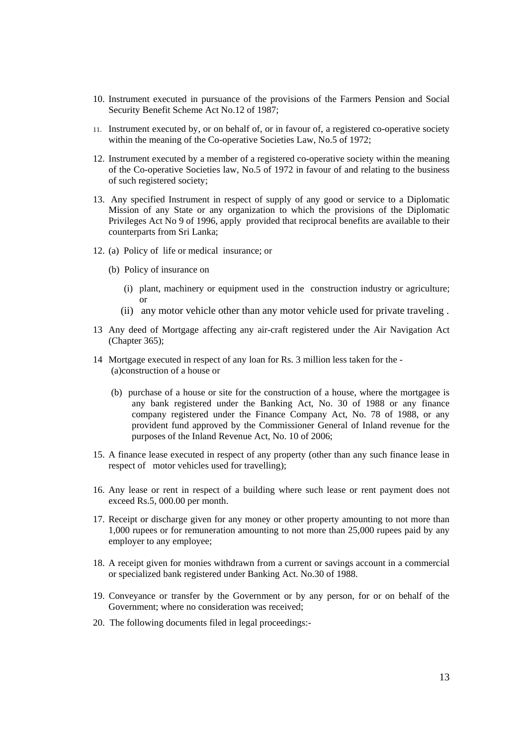10. Instrument executed in pursuance of the provisions of the Farmers Pension and Social Security Benefit Scheme Act No.12 of 1987;

11. Instrument executed by, or on behalf of, or in favour of, a registered co-operative society within the meaning of the Co-operative Societies Law, No.5 of 1972;

12. Instrument executed by a member of a registered co-operative society within the meaning of the Co-operative Societies law, No.5 of 1972 in favour of and relating to the business of such registered society;

13. Any specified Instrument in respect of supply of any good or service to a Diplomatic Mission of any State or any organization to which the provisions of the Diplomatic Privileges Act No 9 of 1996, apply provided that reciprocal benefits are available to their counterparts from Sri Lanka;

12. (a) Policy of life or medical insurance; or

    (b) Policy of insurance on

    (i) plant, machinery or equipment used in the construction industry or agriculture; or

    (ii) any motor vehicle other than any motor vehicle used for private traveling .

13 Any deed of Mortgage affecting any air-craft registered under the Air Navigation Act (Chapter 365);

14 Mortgage executed in respect of any loan for Rs. 3 million less taken for the -
   (a)construction of a house or

   (b) purchase of a house or site for the construction of a house, where the mortgagee is any bank registered under the Banking Act, No. 30 of 1988 or any finance company registered under the Finance Company Act, No. 78 of 1988, or any provident fund approved by the Commissioner General of Inland revenue for the purposes of the Inland Revenue Act, No. 10 of 2006;

15. A finance lease executed in respect of any property (other than any such finance lease in respect of motor vehicles used for travelling);

16. Any lease or rent in respect of a building where such lease or rent payment does not exceed Rs.5, 000.00 per month.

17. Receipt or discharge given for any money or other property amounting to not more than 1,000 rupees or for remuneration amounting to not more than 25,000 rupees paid by any employer to any employee;

18. A receipt given for monies withdrawn from a current or savings account in a commercial or specialized bank registered under Banking Act. No.30 of 1988.

19. Conveyance or transfer by the Government or by any person, for or on behalf of the Government; where no consideration was received;

20. The following documents filed in legal proceedings:-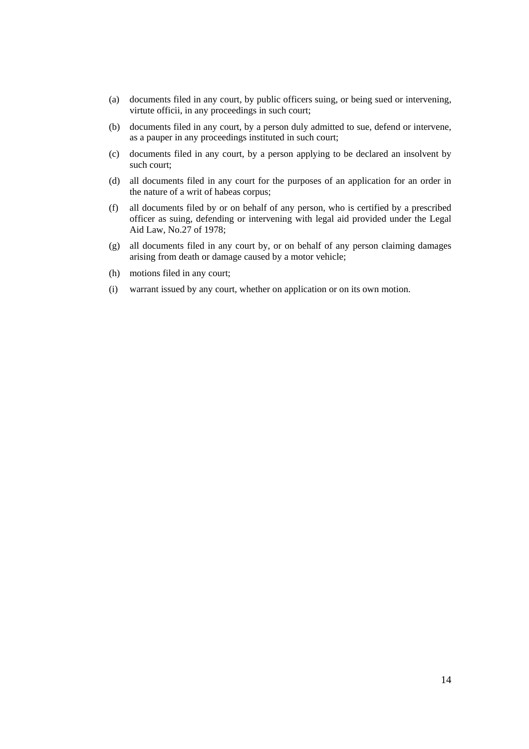(a) documents filed in any court, by public officers suing, or being sued or intervening, virtute officii, in any proceedings in such court;

(b) documents filed in any court, by a person duly admitted to sue, defend or intervene, as a pauper in any proceedings instituted in such court;

(c) documents filed in any court, by a person applying to be declared an insolvent by such court;

(d) all documents filed in any court for the purposes of an application for an order in the nature of a writ of habeas corpus;

(f) all documents filed by or on behalf of any person, who is certified by a prescribed officer as suing, defending or intervening with legal aid provided under the Legal Aid Law, No.27 of 1978;

(g) all documents filed in any court by, or on behalf of any person claiming damages arising from death or damage caused by a motor vehicle;

(h) motions filed in any court;

(i) warrant issued by any court, whether on application or on its own motion.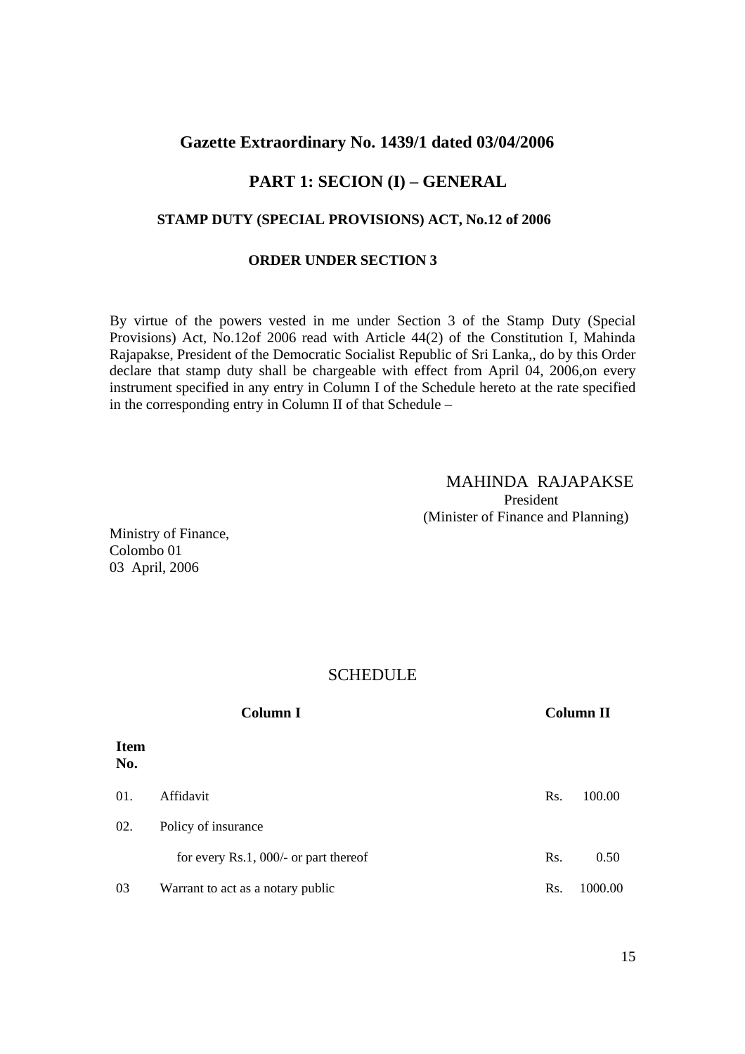## Gazette Extraordinary No. 1439/1 dated 03/04/2006

### PART 1: SECION (I) – GENERAL

#### STAMP DUTY (SPECIAL PROVISIONS) ACT, No.12 of 2006

#### ORDER UNDER SECTION 3

By virtue of the powers vested in me under Section 3 of the Stamp Duty (Special Provisions) Act, No.12of 2006 read with Article 44(2) of the Constitution I, Mahinda Rajapakse, President of the Democratic Socialist Republic of Sri Lanka,, do by this Order declare that stamp duty shall be chargeable with effect from April 04, 2006,on every instrument specified in any entry in Column I of the Schedule hereto at the rate specified in the corresponding entry in Column II of that Schedule –

MAHINDA RAJAPAKSE
President
(Minister of Finance and Planning)

Ministry of Finance,
Colombo 01
03 April, 2006

### SCHEDULE

| Item No. | Column I | Column II |
|---|---|---|
| 01. | Affidavit | Rs. 100.00 |
| 02. | Policy of insurance | |
| | for every Rs.1, 000/- or part thereof | Rs. 0.50 |
| 03 | Warrant to act as a notary public | Rs. 1000.00 |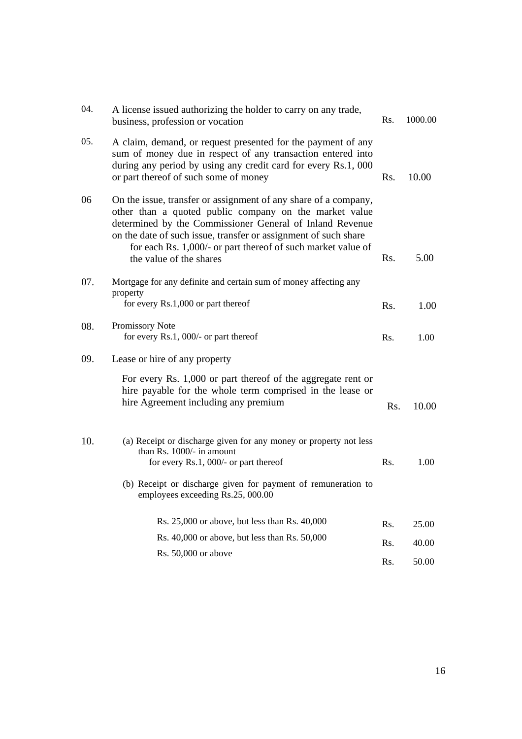| No. | Description | | Amount |
|---|---|---|---|
| 04. | A license issued authorizing the holder to carry on any trade, business, profession or vocation | Rs. | 1000.00 |
| 05. | A claim, demand, or request presented for the payment of any sum of money due in respect of any transaction entered into during any period by using any credit card for every Rs.1, 000 or part thereof of such some of money | Rs. | 10.00 |
| 06 | On the issue, transfer or assignment of any share of a company, other than a quoted public company on the market value determined by the Commissioner General of Inland Revenue on the date of such issue, transfer or assignment of such share for each Rs. 1,000/- or part thereof of such market value of the value of the shares | Rs. | 5.00 |
| 07. | Mortgage for any definite and certain sum of money affecting any property for every Rs.1,000 or part thereof | Rs. | 1.00 |
| 08. | Promissory Note for every Rs.1, 000/- or part thereof | Rs. | 1.00 |
| 09. | Lease or hire of any property For every Rs. 1,000 or part thereof of the aggregate rent or hire payable for the whole term comprised in the lease or hire Agreement including any premium | Rs. | 10.00 |
| 10. | (a) Receipt or discharge given for any money or property not less than Rs. 1000/- in amount for every Rs.1, 000/- or part thereof | Rs. | 1.00 |
| | (b) Receipt or discharge given for payment of remuneration to employees exceeding Rs.25, 000.00 | | |
| | Rs. 25,000 or above, but less than Rs. 40,000 | Rs. | 25.00 |
| | Rs. 40,000 or above, but less than Rs. 50,000 | Rs. | 40.00 |
| | Rs. 50,000 or above | Rs. | 50.00 |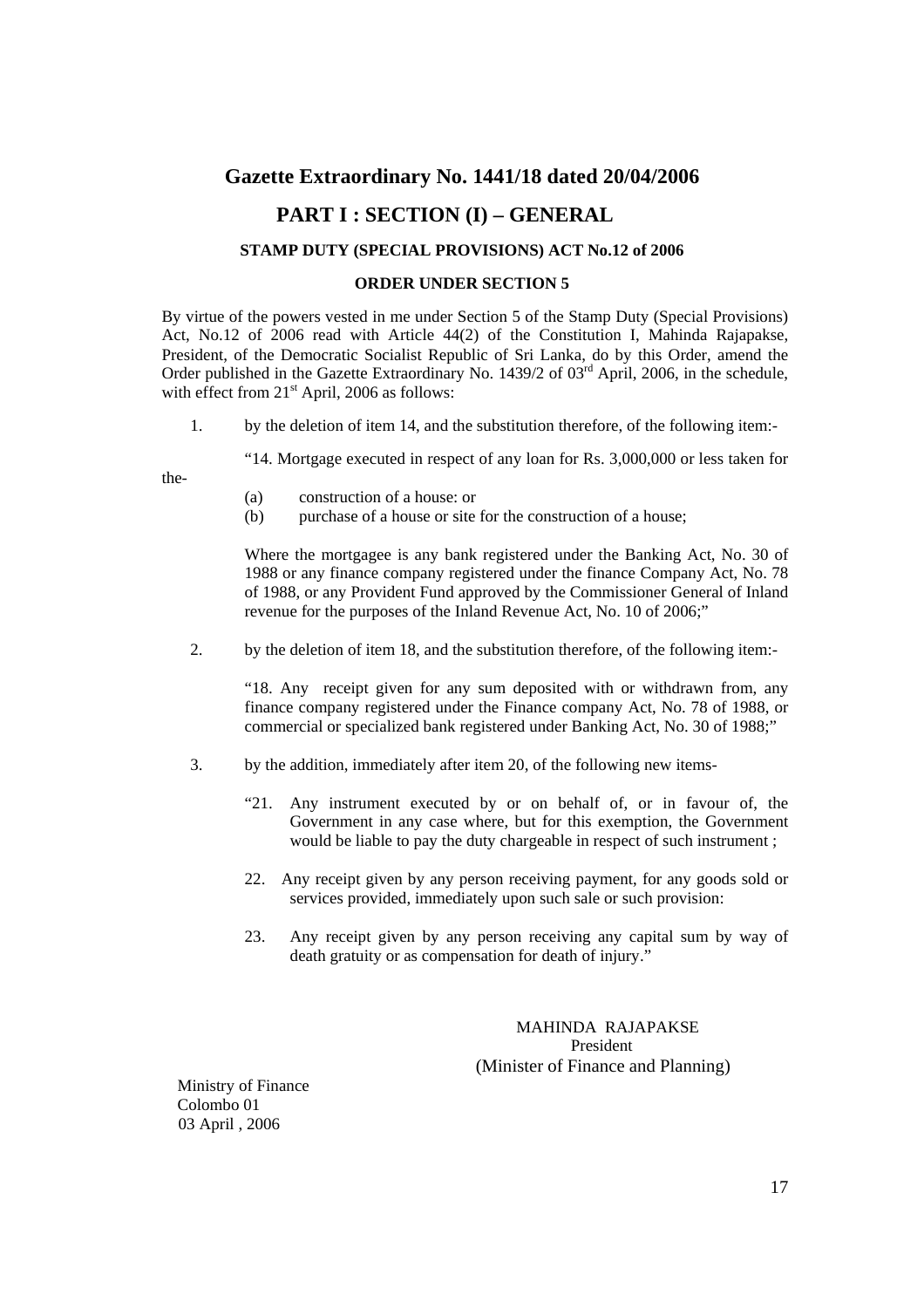## Gazette Extraordinary No. 1441/18 dated 20/04/2006

## PART I : SECTION (I) – GENERAL

### STAMP DUTY (SPECIAL PROVISIONS) ACT No.12 of 2006

### ORDER UNDER SECTION 5

By virtue of the powers vested in me under Section 5 of the Stamp Duty (Special Provisions) Act, No.12 of 2006 read with Article 44(2) of the Constitution I, Mahinda Rajapakse, President, of the Democratic Socialist Republic of Sri Lanka, do by this Order, amend the Order published in the Gazette Extraordinary No. 1439/2 of 03rd April, 2006, in the schedule, with effect from 21st April, 2006 as follows:

1. by the deletion of item 14, and the substitution therefore, of the following item:-

   "14. Mortgage executed in respect of any loan for Rs. 3,000,000 or less taken for the-

   (a) construction of a house: or
   (b) purchase of a house or site for the construction of a house;

   Where the mortgagee is any bank registered under the Banking Act, No. 30 of 1988 or any finance company registered under the finance Company Act, No. 78 of 1988, or any Provident Fund approved by the Commissioner General of Inland revenue for the purposes of the Inland Revenue Act, No. 10 of 2006;"

2. by the deletion of item 18, and the substitution therefore, of the following item:-

   "18. Any receipt given for any sum deposited with or withdrawn from, any finance company registered under the Finance company Act, No. 78 of 1988, or commercial or specialized bank registered under Banking Act, No. 30 of 1988;"

3. by the addition, immediately after item 20, of the following new items-

   "21. Any instrument executed by or on behalf of, or in favour of, the Government in any case where, but for this exemption, the Government would be liable to pay the duty chargeable in respect of such instrument ;

   22. Any receipt given by any person receiving payment, for any goods sold or services provided, immediately upon such sale or such provision:

   23. Any receipt given by any person receiving any capital sum by way of death gratuity or as compensation for death of injury."

MAHINDA RAJAPAKSE
President
(Minister of Finance and Planning)

Ministry of Finance
Colombo 01
03 April , 2006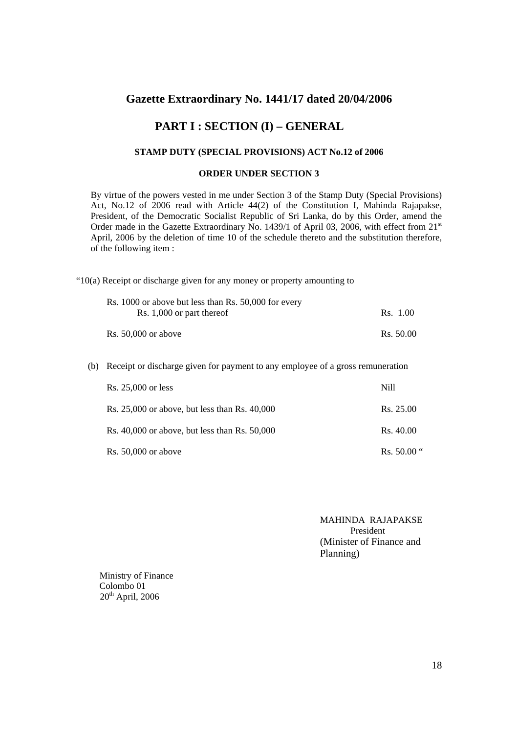## Gazette Extraordinary No. 1441/17 dated 20/04/2006

## PART I : SECTION (I) – GENERAL

#### STAMP DUTY (SPECIAL PROVISIONS) ACT No.12 of 2006

#### ORDER UNDER SECTION 3

By virtue of the powers vested in me under Section 3 of the Stamp Duty (Special Provisions) Act, No.12 of 2006 read with Article 44(2) of the Constitution I, Mahinda Rajapakse, President, of the Democratic Socialist Republic of Sri Lanka, do by this Order, amend the Order made in the Gazette Extraordinary No. 1439/1 of April 03, 2006, with effect from 21st April, 2006 by the deletion of time 10 of the schedule thereto and the substitution therefore, of the following item :

"10(a) Receipt or discharge given for any money or property amounting to

| | |
|---|---|
| Rs. 1000 or above but less than Rs. 50,000 for every Rs. 1,000 or part thereof | Rs. 1.00 |
| Rs. 50,000 or above | Rs. 50.00 |

(b) Receipt or discharge given for payment to any employee of a gross remuneration

| | |
|---|---|
| Rs. 25,000 or less | Nill |
| Rs. 25,000 or above, but less than Rs. 40,000 | Rs. 25.00 |
| Rs. 40,000 or above, but less than Rs. 50,000 | Rs. 40.00 |
| Rs. 50,000 or above | Rs. 50.00 " |

MAHINDA RAJAPAKSE
President
(Minister of Finance and Planning)

Ministry of Finance
Colombo 01
20th April, 2006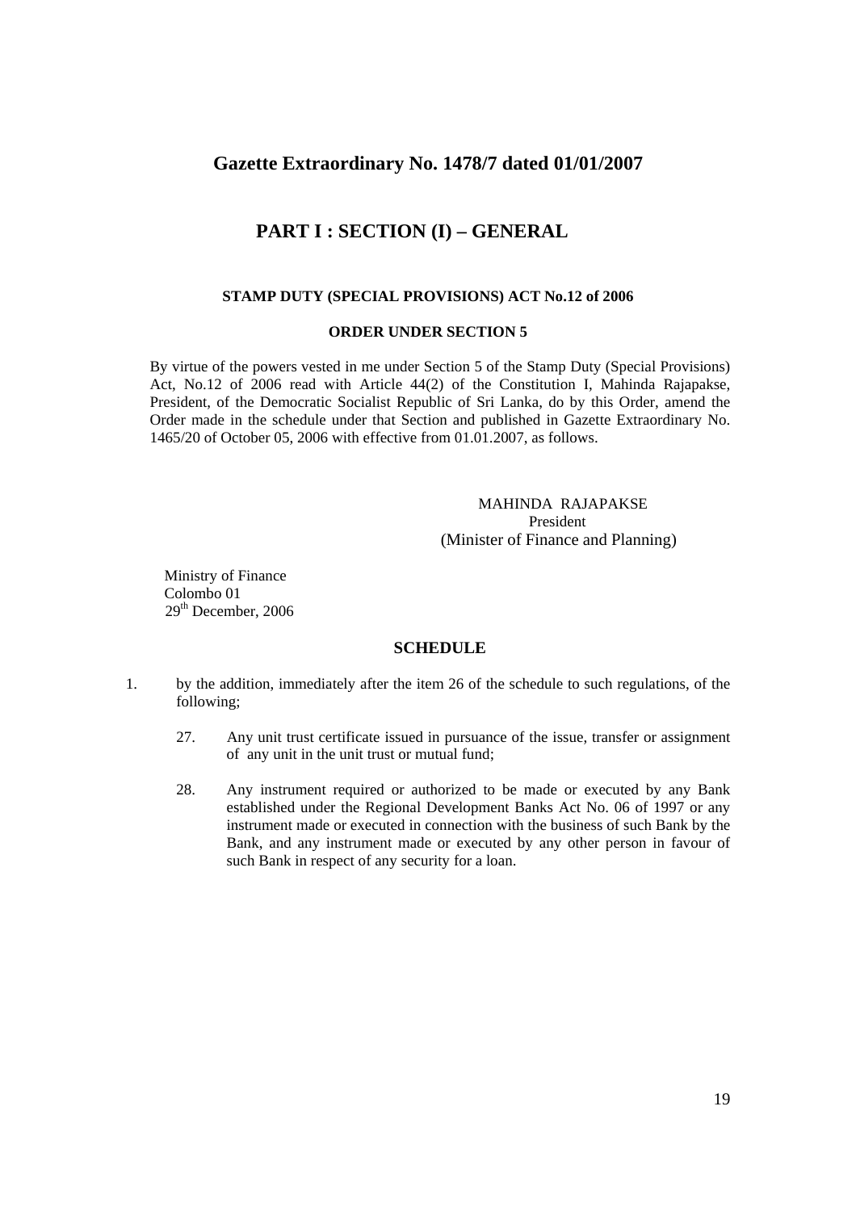## Gazette Extraordinary No. 1478/7 dated 01/01/2007

## PART I : SECTION (I) – GENERAL

**STAMP DUTY (SPECIAL PROVISIONS) ACT No.12 of 2006**

**ORDER UNDER SECTION 5**

By virtue of the powers vested in me under Section 5 of the Stamp Duty (Special Provisions) Act, No.12 of 2006 read with Article 44(2) of the Constitution I, Mahinda Rajapakse, President, of the Democratic Socialist Republic of Sri Lanka, do by this Order, amend the Order made in the schedule under that Section and published in Gazette Extraordinary No. 1465/20 of October 05, 2006 with effective from 01.01.2007, as follows.

MAHINDA RAJAPAKSE
President
(Minister of Finance and Planning)

Ministry of Finance
Colombo 01
29th December, 2006

**SCHEDULE**

1. by the addition, immediately after the item 26 of the schedule to such regulations, of the following;

   27. Any unit trust certificate issued in pursuance of the issue, transfer or assignment of any unit in the unit trust or mutual fund;

   28. Any instrument required or authorized to be made or executed by any Bank established under the Regional Development Banks Act No. 06 of 1997 or any instrument made or executed in connection with the business of such Bank by the Bank, and any instrument made or executed by any other person in favour of such Bank in respect of any security for a loan.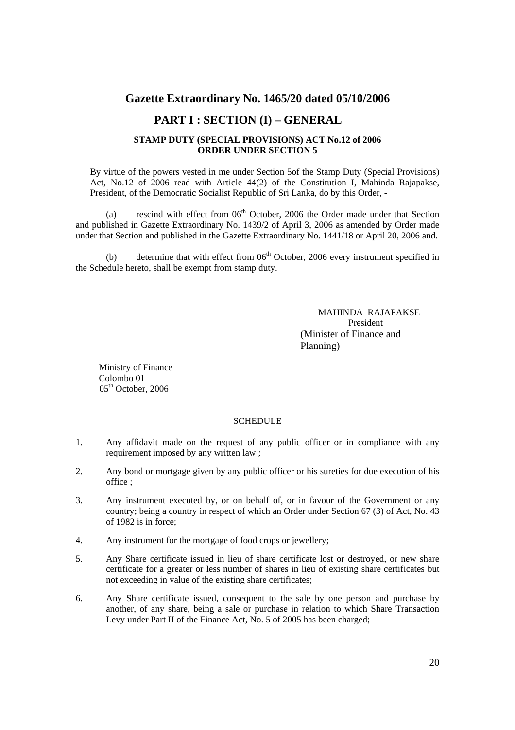## Gazette Extraordinary No. 1465/20 dated 05/10/2006

## PART I : SECTION (I) – GENERAL

**STAMP DUTY (SPECIAL PROVISIONS) ACT No.12 of 2006**
**ORDER UNDER SECTION 5**

By virtue of the powers vested in me under Section 5of the Stamp Duty (Special Provisions) Act, No.12 of 2006 read with Article 44(2) of the Constitution I, Mahinda Rajapakse, President, of the Democratic Socialist Republic of Sri Lanka, do by this Order, -

(a) rescind with effect from 06th October, 2006 the Order made under that Section and published in Gazette Extraordinary No. 1439/2 of April 3, 2006 as amended by Order made under that Section and published in the Gazette Extraordinary No. 1441/18 or April 20, 2006 and.

(b) determine that with effect from 06th October, 2006 every instrument specified in the Schedule hereto, shall be exempt from stamp duty.

MAHINDA RAJAPAKSE
President
(Minister of Finance and Planning)

Ministry of Finance
Colombo 01
05th October, 2006

SCHEDULE

1. Any affidavit made on the request of any public officer or in compliance with any requirement imposed by any written law ;
2. Any bond or mortgage given by any public officer or his sureties for due execution of his office ;
3. Any instrument executed by, or on behalf of, or in favour of the Government or any country; being a country in respect of which an Order under Section 67 (3) of Act, No. 43 of 1982 is in force;
4. Any instrument for the mortgage of food crops or jewellery;
5. Any Share certificate issued in lieu of share certificate lost or destroyed, or new share certificate for a greater or less number of shares in lieu of existing share certificates but not exceeding in value of the existing share certificates;
6. Any Share certificate issued, consequent to the sale by one person and purchase by another, of any share, being a sale or purchase in relation to which Share Transaction Levy under Part II of the Finance Act, No. 5 of 2005 has been charged;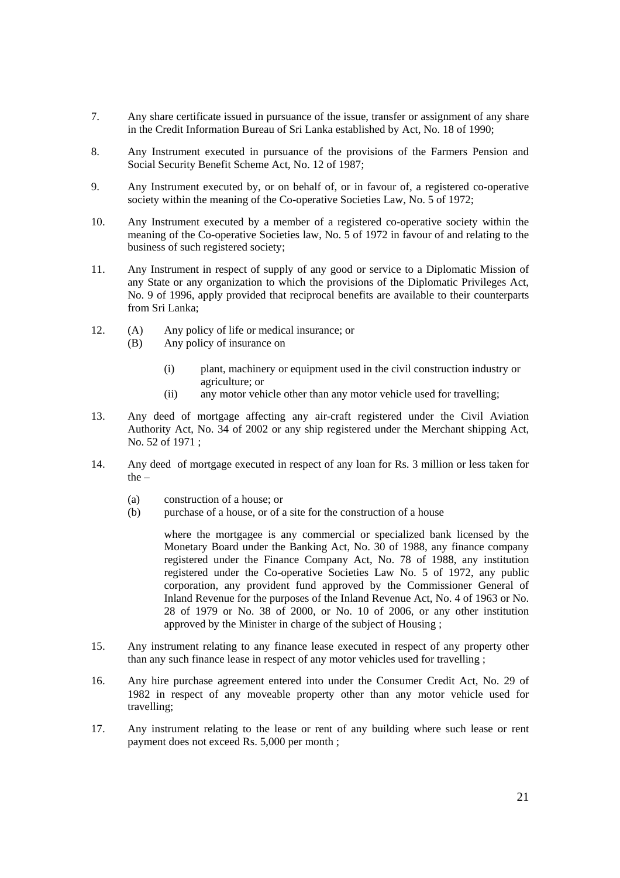7. Any share certificate issued in pursuance of the issue, transfer or assignment of any share in the Credit Information Bureau of Sri Lanka established by Act, No. 18 of 1990;

8. Any Instrument executed in pursuance of the provisions of the Farmers Pension and Social Security Benefit Scheme Act, No. 12 of 1987;

9. Any Instrument executed by, or on behalf of, or in favour of, a registered co-operative society within the meaning of the Co-operative Societies Law, No. 5 of 1972;

10. Any Instrument executed by a member of a registered co-operative society within the meaning of the Co-operative Societies law, No. 5 of 1972 in favour of and relating to the business of such registered society;

11. Any Instrument in respect of supply of any good or service to a Diplomatic Mission of any State or any organization to which the provisions of the Diplomatic Privileges Act, No. 9 of 1996, apply provided that reciprocal benefits are available to their counterparts from Sri Lanka;

12. (A) Any policy of life or medical insurance; or
    (B) Any policy of insurance on

        (i) plant, machinery or equipment used in the civil construction industry or agriculture; or
        (ii) any motor vehicle other than any motor vehicle used for travelling;

13. Any deed of mortgage affecting any air-craft registered under the Civil Aviation Authority Act, No. 34 of 2002 or any ship registered under the Merchant shipping Act, No. 52 of 1971 ;

14. Any deed of mortgage executed in respect of any loan for Rs. 3 million or less taken for the –

    (a) construction of a house; or
    (b) purchase of a house, or of a site for the construction of a house

    where the mortgagee is any commercial or specialized bank licensed by the Monetary Board under the Banking Act, No. 30 of 1988, any finance company registered under the Finance Company Act, No. 78 of 1988, any institution registered under the Co-operative Societies Law No. 5 of 1972, any public corporation, any provident fund approved by the Commissioner General of Inland Revenue for the purposes of the Inland Revenue Act, No. 4 of 1963 or No. 28 of 1979 or No. 38 of 2000, or No. 10 of 2006, or any other institution approved by the Minister in charge of the subject of Housing ;

15. Any instrument relating to any finance lease executed in respect of any property other than any such finance lease in respect of any motor vehicles used for travelling ;

16. Any hire purchase agreement entered into under the Consumer Credit Act, No. 29 of 1982 in respect of any moveable property other than any motor vehicle used for travelling;

17. Any instrument relating to the lease or rent of any building where such lease or rent payment does not exceed Rs. 5,000 per month ;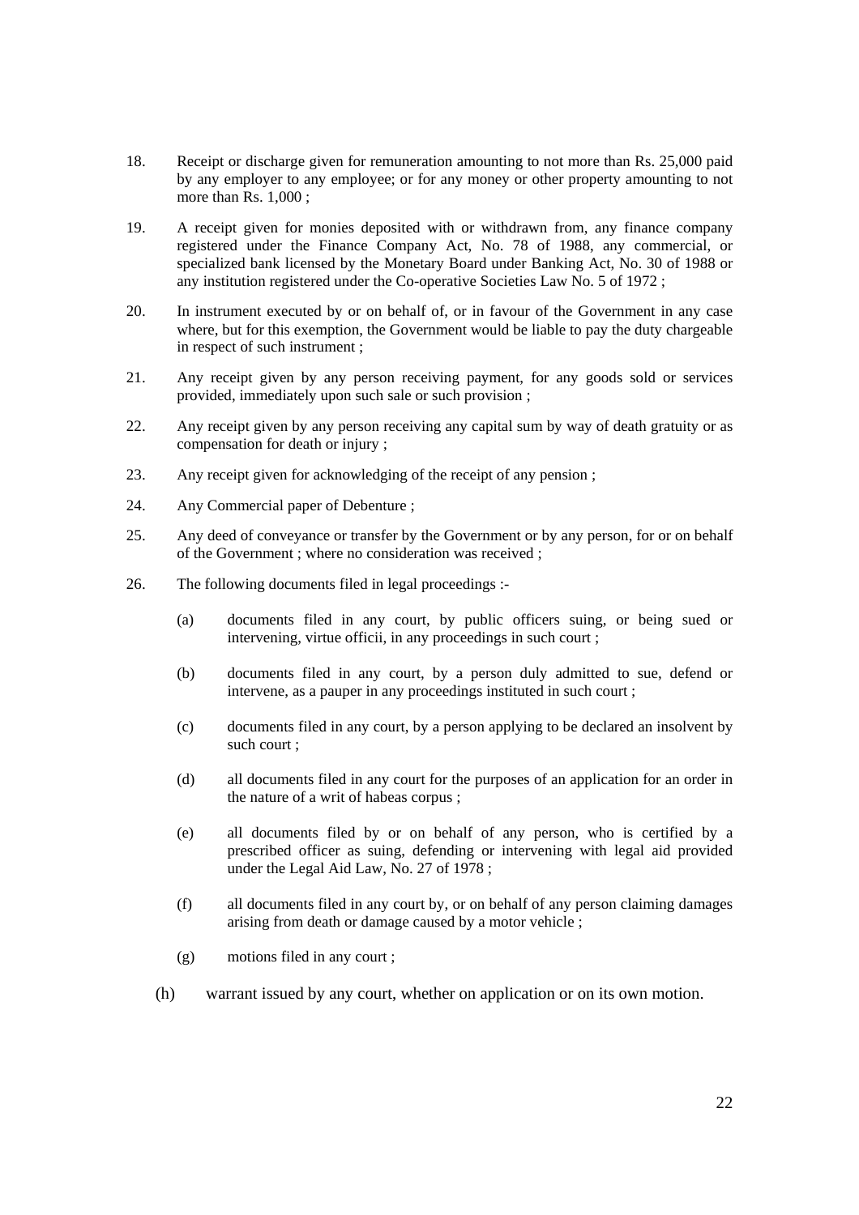18. Receipt or discharge given for remuneration amounting to not more than Rs. 25,000 paid by any employer to any employee; or for any money or other property amounting to not more than Rs. 1,000 ;

19. A receipt given for monies deposited with or withdrawn from, any finance company registered under the Finance Company Act, No. 78 of 1988, any commercial, or specialized bank licensed by the Monetary Board under Banking Act, No. 30 of 1988 or any institution registered under the Co-operative Societies Law No. 5 of 1972 ;

20. In instrument executed by or on behalf of, or in favour of the Government in any case where, but for this exemption, the Government would be liable to pay the duty chargeable in respect of such instrument ;

21. Any receipt given by any person receiving payment, for any goods sold or services provided, immediately upon such sale or such provision ;

22. Any receipt given by any person receiving any capital sum by way of death gratuity or as compensation for death or injury ;

23. Any receipt given for acknowledging of the receipt of any pension ;

24. Any Commercial paper of Debenture ;

25. Any deed of conveyance or transfer by the Government or by any person, for or on behalf of the Government ; where no consideration was received ;

26. The following documents filed in legal proceedings :-

    (a) documents filed in any court, by public officers suing, or being sued or intervening, virtue officii, in any proceedings in such court ;

    (b) documents filed in any court, by a person duly admitted to sue, defend or intervene, as a pauper in any proceedings instituted in such court ;

    (c) documents filed in any court, by a person applying to be declared an insolvent by such court ;

    (d) all documents filed in any court for the purposes of an application for an order in the nature of a writ of habeas corpus ;

    (e) all documents filed by or on behalf of any person, who is certified by a prescribed officer as suing, defending or intervening with legal aid provided under the Legal Aid Law, No. 27 of 1978 ;

    (f) all documents filed in any court by, or on behalf of any person claiming damages arising from death or damage caused by a motor vehicle ;

    (g) motions filed in any court ;

    (h) warrant issued by any court, whether on application or on its own motion.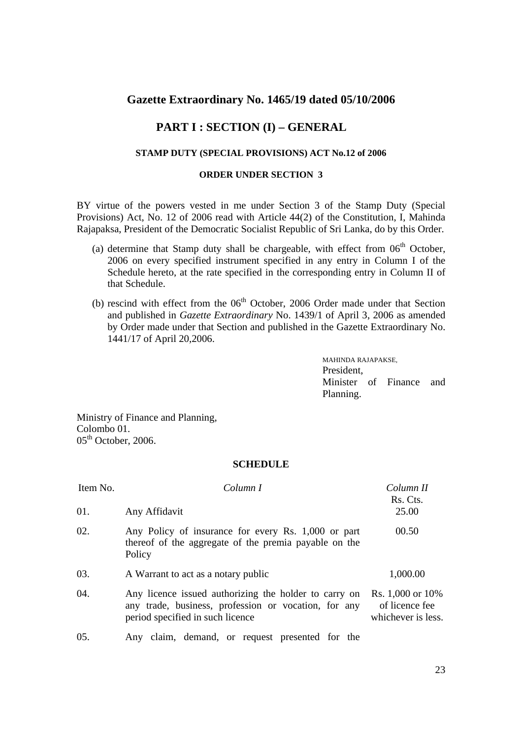## Gazette Extraordinary No. 1465/19 dated 05/10/2006

## PART I : SECTION (I) – GENERAL

#### STAMP DUTY (SPECIAL PROVISIONS) ACT No.12 of 2006

#### ORDER UNDER SECTION 3

BY virtue of the powers vested in me under Section 3 of the Stamp Duty (Special Provisions) Act, No. 12 of 2006 read with Article 44(2) of the Constitution, I, Mahinda Rajapaksa, President of the Democratic Socialist Republic of Sri Lanka, do by this Order.

(a) determine that Stamp duty shall be chargeable, with effect from 06th October, 2006 on every specified instrument specified in any entry in Column I of the Schedule hereto, at the rate specified in the corresponding entry in Column II of that Schedule.

(b) rescind with effect from the 06th October, 2006 Order made under that Section and published in *Gazette Extraordinary* No. 1439/1 of April 3, 2006 as amended by Order made under that Section and published in the Gazette Extraordinary No. 1441/17 of April 20,2006.

MAHINDA RAJAPAKSE,
President,
Minister of Finance and Planning.

Ministry of Finance and Planning,
Colombo 01.
05th October, 2006.

#### SCHEDULE

| Item No. | *Column I* | *Column II* Rs. Cts. |
|---|---|---|
| 01. | Any Affidavit | 25.00 |
| 02. | Any Policy of insurance for every Rs. 1,000 or part thereof of the aggregate of the premia payable on the Policy | 00.50 |
| 03. | A Warrant to act as a notary public | 1,000.00 |
| 04. | Any licence issued authorizing the holder to carry on any trade, business, profession or vocation, for any period specified in such licence | Rs. 1,000 or 10% of licence fee whichever is less. |
| 05. | Any claim, demand, or request presented for the | |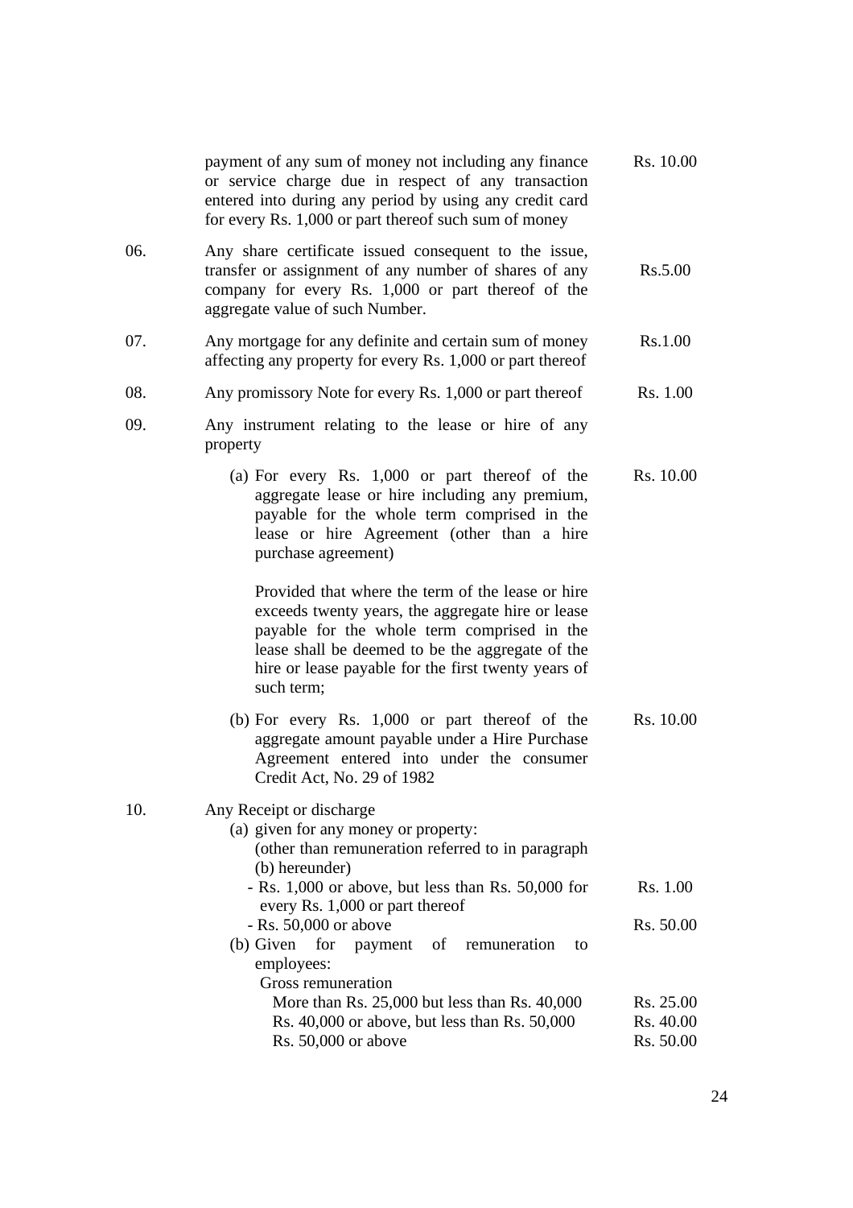| | | |
|---|---|---|
| | payment of any sum of money not including any finance or service charge due in respect of any transaction entered into during any period by using any credit card for every Rs. 1,000 or part thereof such sum of money | Rs. 10.00 |
| 06. | Any share certificate issued consequent to the issue, transfer or assignment of any number of shares of any company for every Rs. 1,000 or part thereof of the aggregate value of such Number. | Rs.5.00 |
| 07. | Any mortgage for any definite and certain sum of money affecting any property for every Rs. 1,000 or part thereof | Rs.1.00 |
| 08. | Any promissory Note for every Rs. 1,000 or part thereof | Rs. 1.00 |
| 09. | Any instrument relating to the lease or hire of any property | |
| | (a) For every Rs. 1,000 or part thereof of the aggregate lease or hire including any premium, payable for the whole term comprised in the lease or hire Agreement (other than a hire purchase agreement) | Rs. 10.00 |
| | Provided that where the term of the lease or hire exceeds twenty years, the aggregate hire or lease payable for the whole term comprised in the lease shall be deemed to be the aggregate of the hire or lease payable for the first twenty years of such term; | |
| | (b) For every Rs. 1,000 or part thereof of the aggregate amount payable under a Hire Purchase Agreement entered into under the consumer Credit Act, No. 29 of 1982 | Rs. 10.00 |
| 10. | Any Receipt or discharge | |
| | (a) given for any money or property: (other than remuneration referred to in paragraph (b) hereunder) | |
| | - Rs. 1,000 or above, but less than Rs. 50,000 for every Rs. 1,000 or part thereof | Rs. 1.00 |
| | - Rs. 50,000 or above | Rs. 50.00 |
| | (b) Given for payment of remuneration to employees: | |
| | Gross remuneration | |
| | More than Rs. 25,000 but less than Rs. 40,000 | Rs. 25.00 |
| | Rs. 40,000 or above, but less than Rs. 50,000 | Rs. 40.00 |
| | Rs. 50,000 or above | Rs. 50.00 |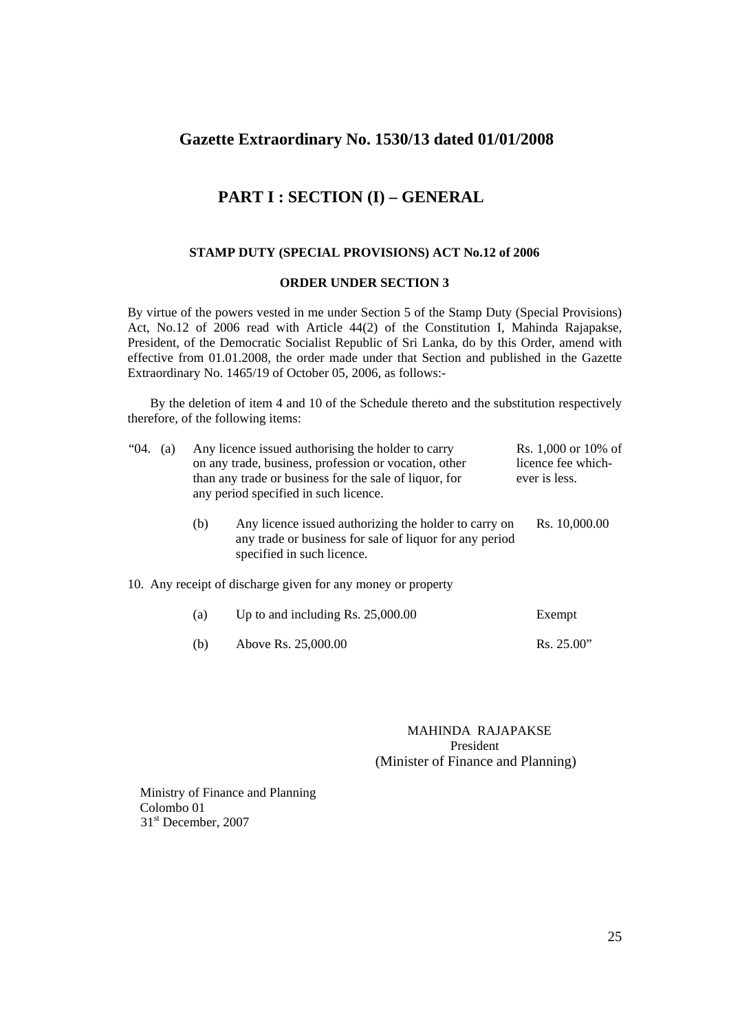## Gazette Extraordinary No. 1530/13 dated 01/01/2008

## PART I : SECTION (I) – GENERAL

**STAMP DUTY (SPECIAL PROVISIONS) ACT No.12 of 2006**

**ORDER UNDER SECTION 3**

By virtue of the powers vested in me under Section 5 of the Stamp Duty (Special Provisions) Act, No.12 of 2006 read with Article 44(2) of the Constitution I, Mahinda Rajapakse, President, of the Democratic Socialist Republic of Sri Lanka, do by this Order, amend with effective from 01.01.2008, the order made under that Section and published in the Gazette Extraordinary No. 1465/19 of October 05, 2006, as follows:-

By the deletion of item 4 and 10 of the Schedule thereto and the substitution respectively therefore, of the following items:

"04. (a) Any licence issued authorising the holder to carry on any trade, business, profession or vocation, other than any trade or business for the sale of liquor, for any period specified in such licence. — Rs. 1,000 or 10% of licence fee which-ever is less.

(b) Any licence issued authorizing the holder to carry on any trade or business for sale of liquor for any period specified in such licence. — Rs. 10,000.00

10. Any receipt of discharge given for any money or property

| | | |
|---|---|---|
| (a) | Up to and including Rs. 25,000.00 | Exempt |
| (b) | Above Rs. 25,000.00 | Rs. 25.00" |

MAHINDA RAJAPAKSE
President
(Minister of Finance and Planning)

Ministry of Finance and Planning
Colombo 01
31st December, 2007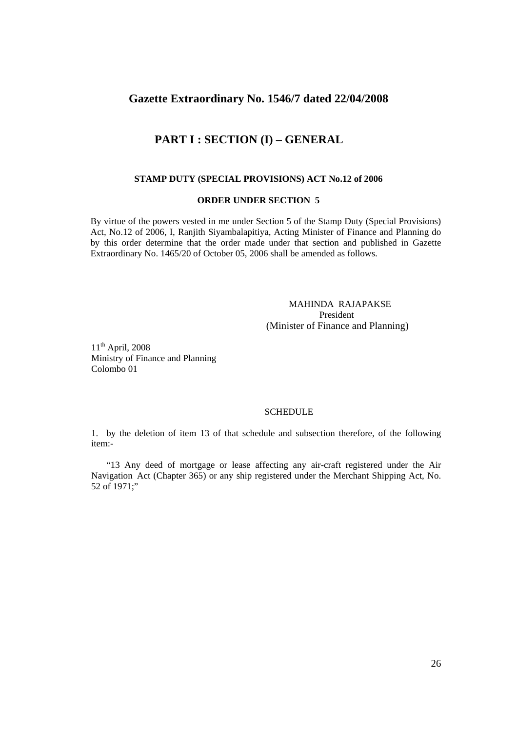## Gazette Extraordinary No. 1546/7 dated 22/04/2008

## PART I : SECTION (I) – GENERAL

**STAMP DUTY (SPECIAL PROVISIONS) ACT No.12 of 2006**

**ORDER UNDER SECTION 5**

By virtue of the powers vested in me under Section 5 of the Stamp Duty (Special Provisions) Act, No.12 of 2006, I, Ranjith Siyambalapitiya, Acting Minister of Finance and Planning do by this order determine that the order made under that section and published in Gazette Extraordinary No. 1465/20 of October 05, 2006 shall be amended as follows.

MAHINDA RAJAPAKSE
President
(Minister of Finance and Planning)

11th April, 2008
Ministry of Finance and Planning
Colombo 01

SCHEDULE

1. by the deletion of item 13 of that schedule and subsection therefore, of the following item:-

"13 Any deed of mortgage or lease affecting any air-craft registered under the Air Navigation Act (Chapter 365) or any ship registered under the Merchant Shipping Act, No. 52 of 1971;"